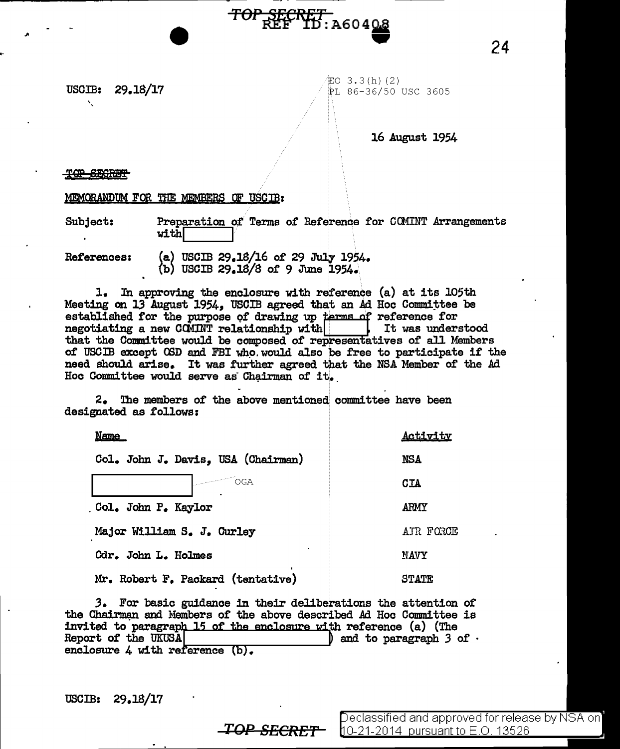TOP SECRET
REF ID:A60408

USCIB: 29.18/17

EO 3.3(h)(2)
PL 86-36/50 USC 3605

16 August 1954

TOP SECRET

MEMORANDUM FOR THE MEMBERS OF USCIB:

Subject: Preparation of Terms of Reference for COMINT Arrangements with [ ]

References: (a) USCIB 29.18/16 of 29 July 1954.
(b) USCIB 29.18/8 of 9 June 1954.

1. In approving the enclosure with reference (a) at its 105th Meeting on 13 August 1954, USCIB agreed that an Ad Hoc Committee be established for the purpose of drawing up terms of reference for negotiating a new COMINT relationship with [ ]. It was understood that the Committee would be composed of representatives of all Members of USCIB except OSD and FBI who would also be free to participate if the need should arise. It was further agreed that the NSA Member of the Ad Hoc Committee would serve as Chairman of it.

2. The members of the above mentioned committee have been designated as follows:

| Name | Activity |
|---|---|
| Col. John J. Davis, USA (Chairman) | NSA |
| [ ] OGA | CIA |
| Col. John P. Kaylor | ARMY |
| Major William S. J. Curley | AIR FORCE |
| Cdr. John L. Holmes | NAVY |
| Mr. Robert F. Packard (tentative) | STATE |

3. For basic guidance in their deliberations the attention of the Chairman and Members of the above described Ad Hoc Committee is invited to paragraph 15 of the enclosure with reference (a) (The Report of the UKUSA [ ]) and to paragraph 3 of enclosure 4 with reference (b).

USCIB: 29.18/17

TOP SECRET

Declassified and approved for release by NSA on 10-21-2014 pursuant to E.O. 13526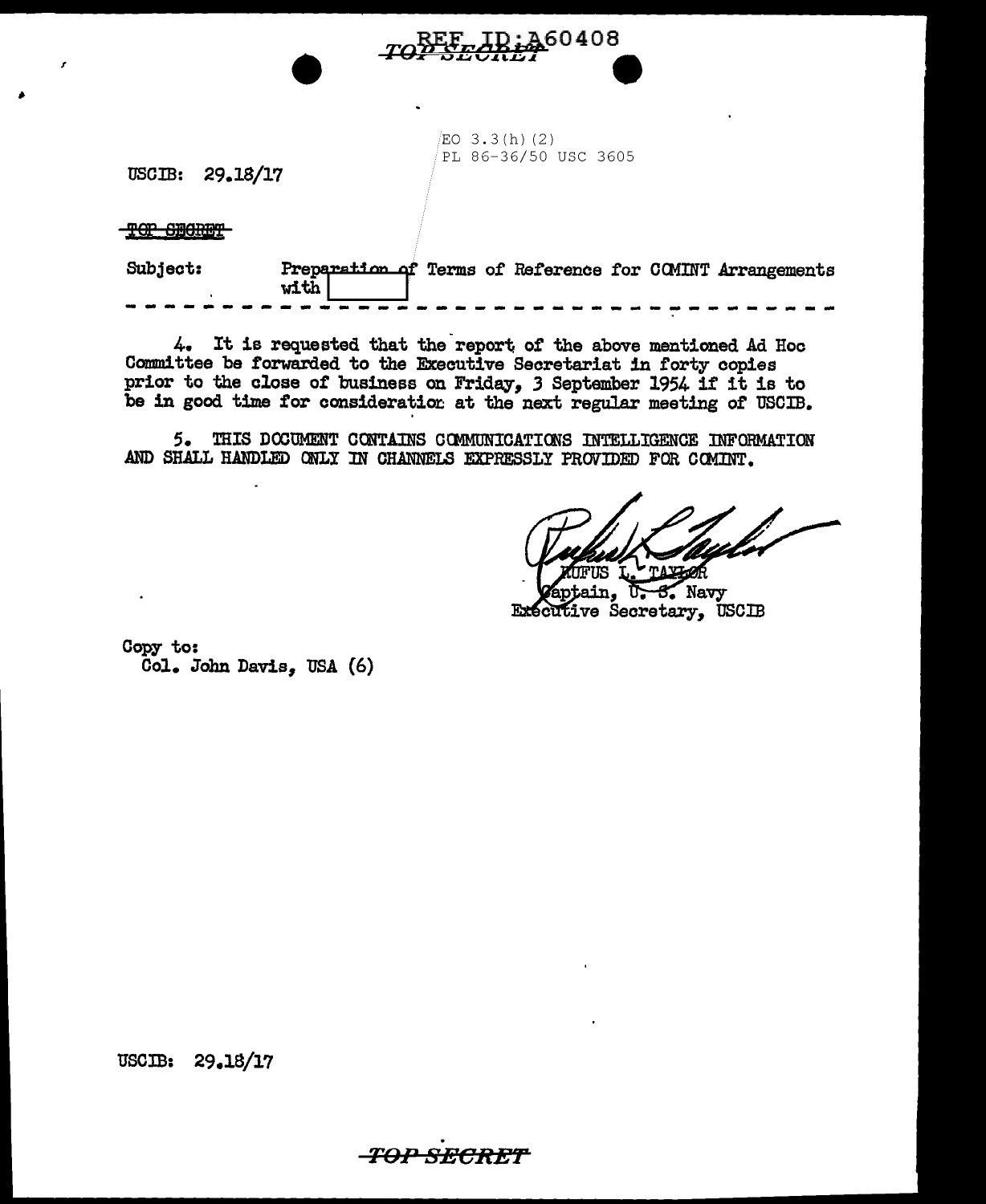REF ID:A60408

TOP SECRET

EO 3.3(h)(2)
PL 86-36/50 USC 3605

USCIB: 29.18/17

~~TOP SECRET~~

Subject: Preparation of Terms of Reference for COMINT Arrangements with [ ]

- - - - - - - - - - - - - - - - - - - - - - - - - - - - - - - - - - - -

4. It is requested that the report of the above mentioned Ad Hoc Committee be forwarded to the Executive Secretariat in forty copies prior to the close of business on Friday, 3 September 1954 if it is to be in good time for consideration at the next regular meeting of USCIB.

5. THIS DOCUMENT CONTAINS COMMUNICATIONS INTELLIGENCE INFORMATION AND SHALL HANDLED ONLY IN CHANNELS EXPRESSLY PROVIDED FOR COMINT.

RUFUS L. TAYLOR
Captain, U. S. Navy
Executive Secretary, USCIB

Copy to:
Col. John Davis, USA (6)

USCIB: 29.18/17

TOP SECRET